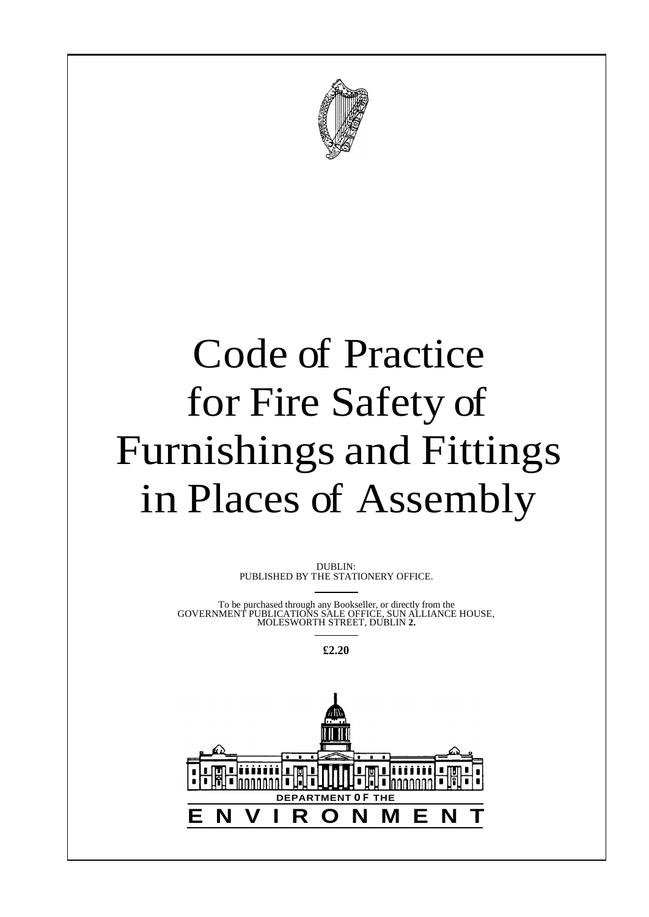# Code of Practice for Fire Safety of Furnishings and Fittings in Places of Assembly

DUBLIN:
PUBLISHED BY THE STATIONERY OFFICE.

To be purchased through any Bookseller, or directly from the GOVERNMENT PUBLICATIONS SALE OFFICE, SUN ALLIANCE HOUSE, MOLESWORTH STREET, DUBLIN **2.**

**£2.20**

DEPARTMENT OF THE

ENVIRONMENT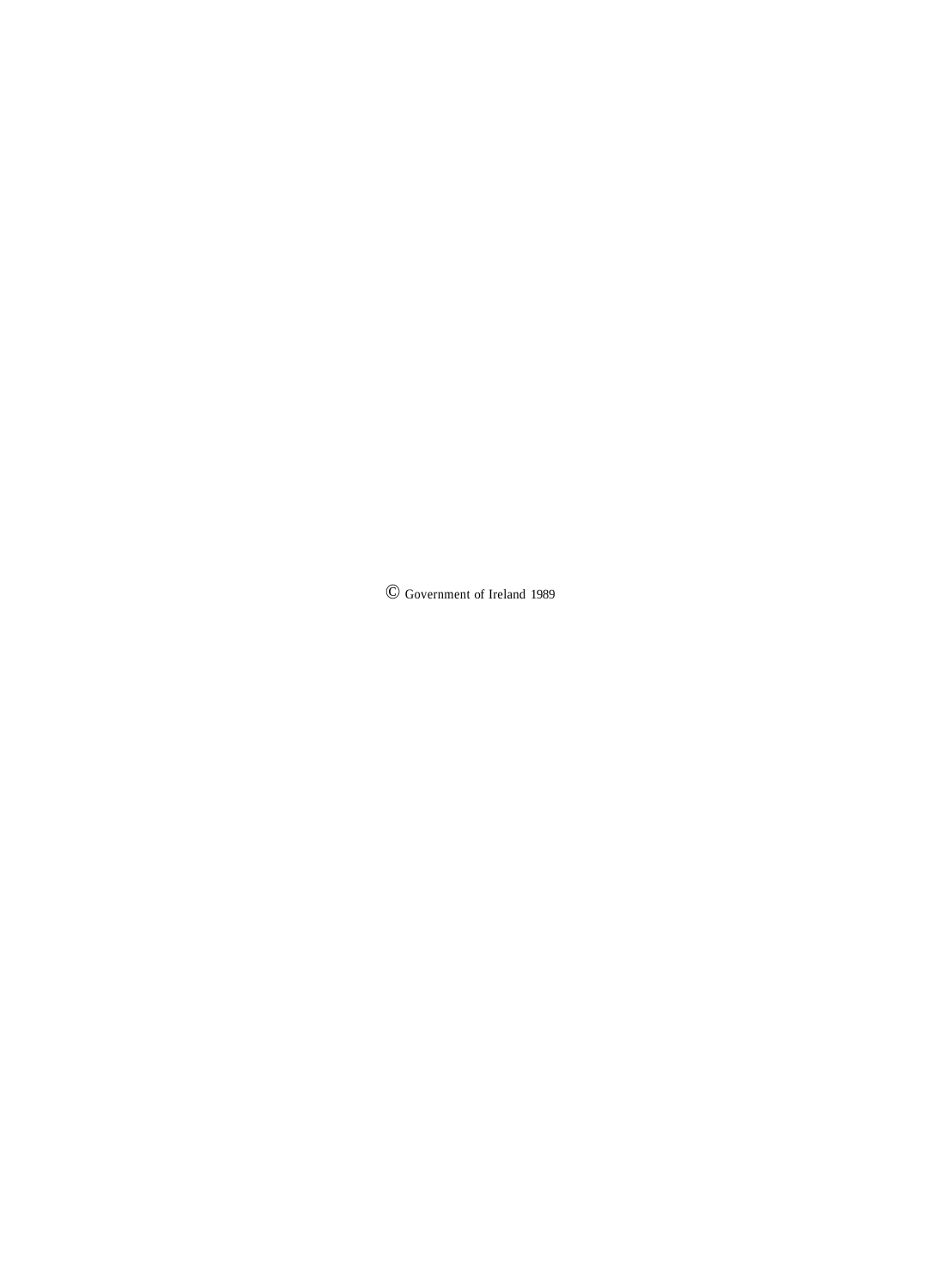© Government of Ireland 1989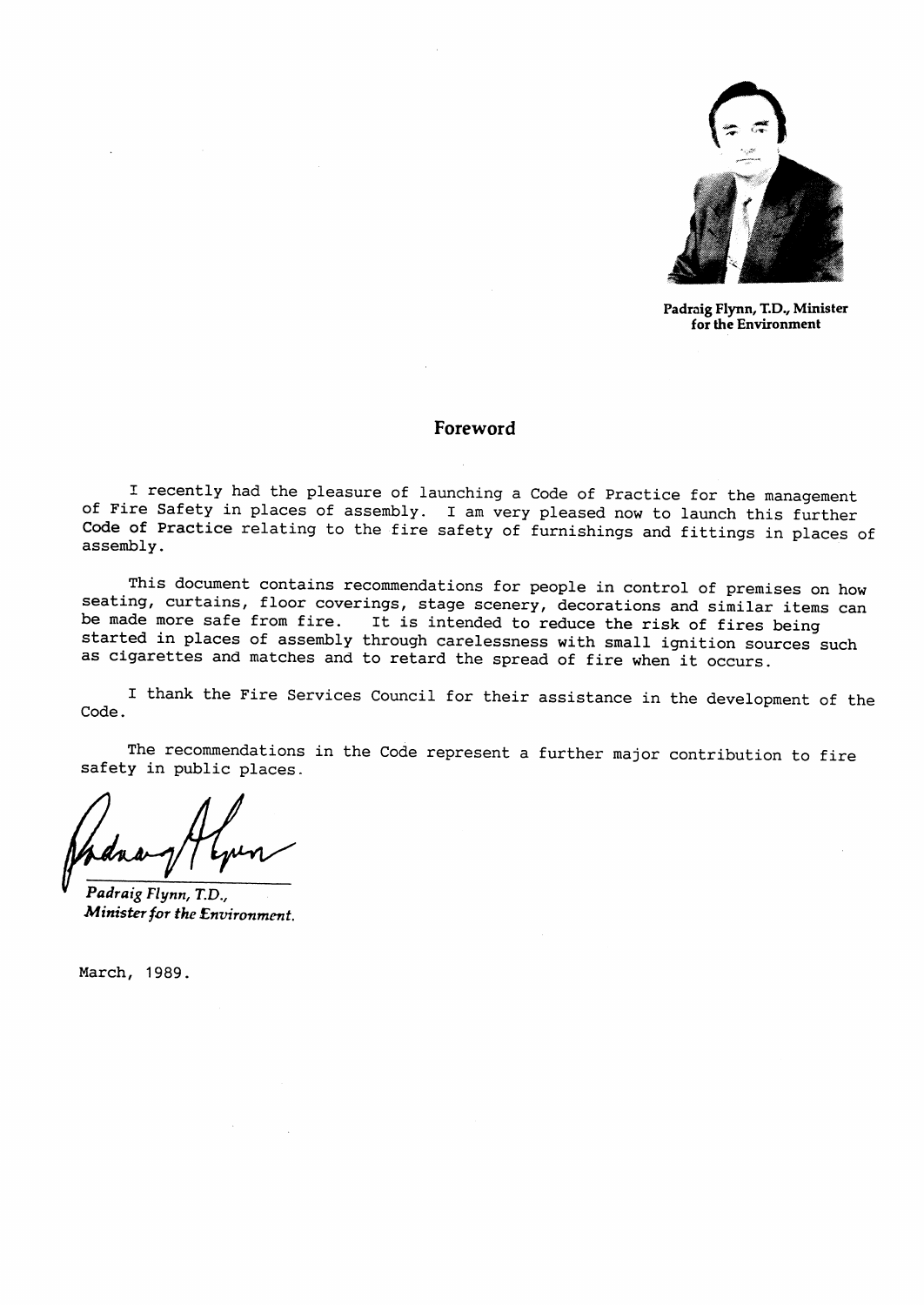Padraig Flynn, T.D., Minister for the Environment

## Foreword

I recently had the pleasure of launching a Code of Practice for the management of Fire Safety in places of assembly. I am very pleased now to launch this further Code of Practice relating to the fire safety of furnishings and fittings in places of assembly.

This document contains recommendations for people in control of premises on how seating, curtains, floor coverings, stage scenery, decorations and similar items can be made more safe from fire. It is intended to reduce the risk of fires being started in places of assembly through carelessness with small ignition sources such as cigarettes and matches and to retard the spread of fire when it occurs.

I thank the Fire Services Council for their assistance in the development of the Code.

The recommendations in the Code represent a further major contribution to fire safety in public places.

*Padraig Flynn, T.D.,*
***Minister for the Environment.***

March, 1989.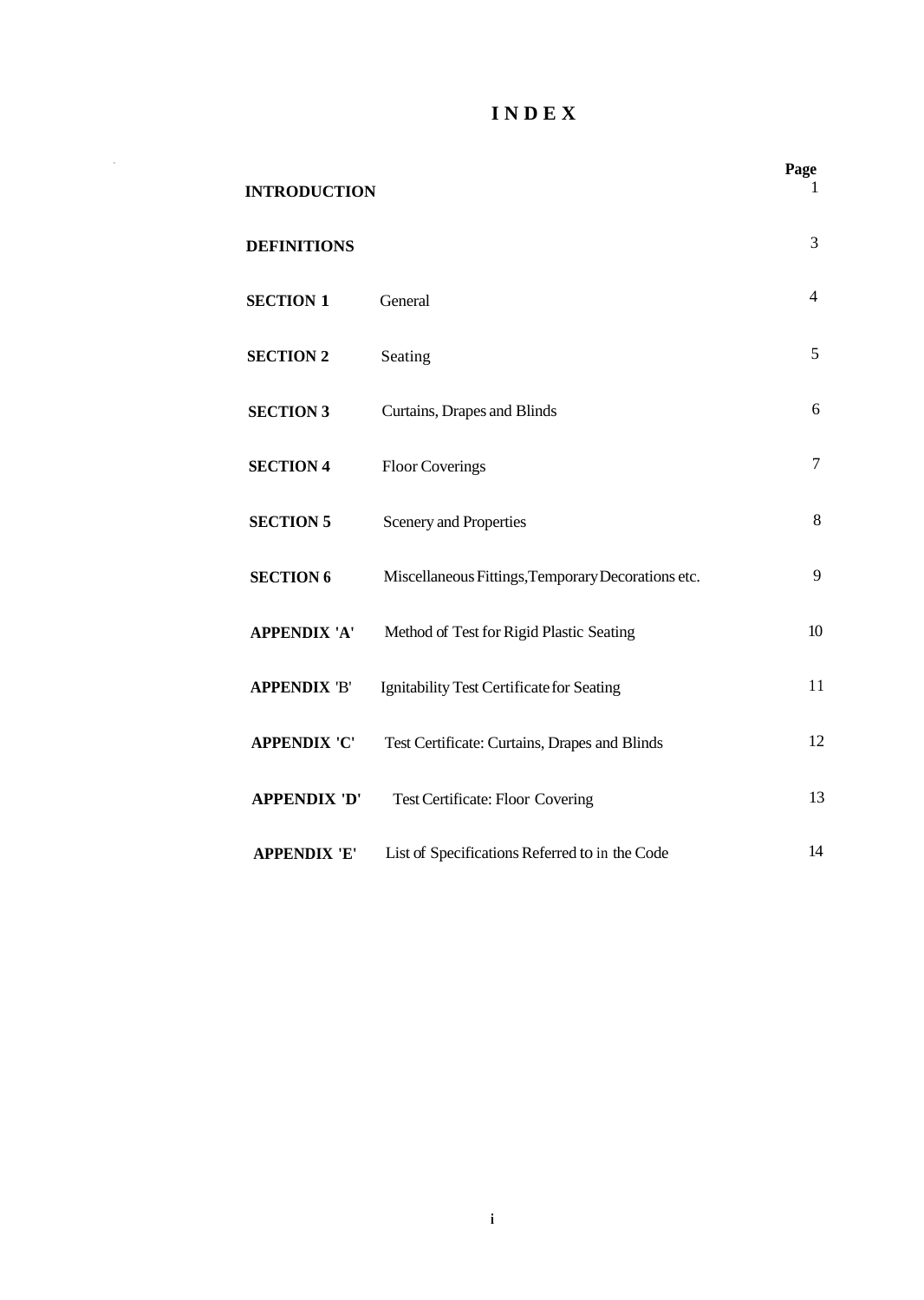# INDEX

| | | Page |
|---|---|---|
| **INTRODUCTION** | | 1 |
| **DEFINITIONS** | | 3 |
| **SECTION 1** | General | 4 |
| **SECTION 2** | Seating | 5 |
| **SECTION 3** | Curtains, Drapes and Blinds | 6 |
| **SECTION 4** | Floor Coverings | 7 |
| **SECTION 5** | Scenery and Properties | 8 |
| **SECTION 6** | Miscellaneous Fittings, Temporary Decorations etc. | 9 |
| **APPENDIX 'A'** | Method of Test for Rigid Plastic Seating | 10 |
| **APPENDIX 'B'** | Ignitability Test Certificate for Seating | 11 |
| **APPENDIX 'C'** | Test Certificate: Curtains, Drapes and Blinds | 12 |
| **APPENDIX 'D'** | Test Certificate: Floor Covering | 13 |
| **APPENDIX 'E'** | List of Specifications Referred to in the Code | 14 |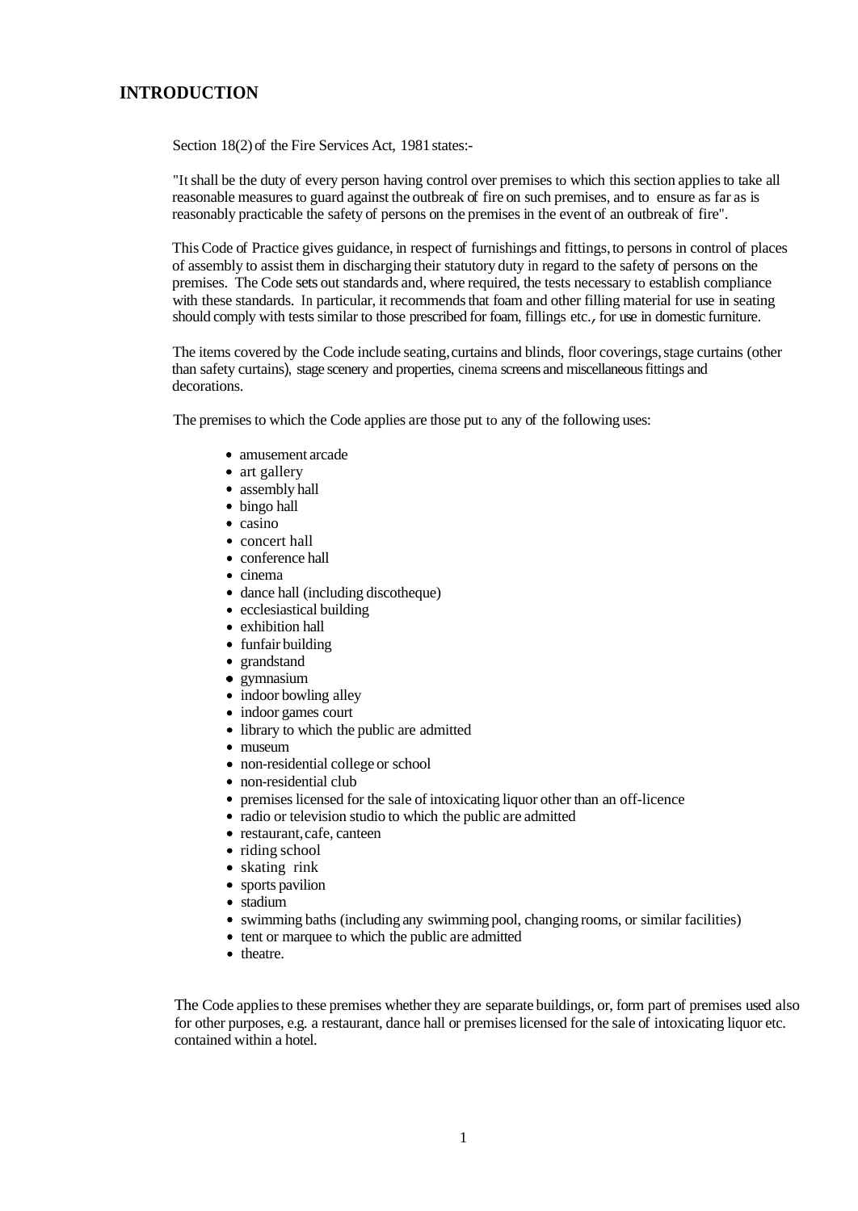## INTRODUCTION

Section 18(2) of the Fire Services Act, 1981 states:-

"It shall be the duty of every person having control over premises to which this section applies to take all reasonable measures to guard against the outbreak of fire on such premises, and to ensure as far as is reasonably practicable the safety of persons on the premises in the event of an outbreak of fire".

This Code of Practice gives guidance, in respect of furnishings and fittings, to persons in control of places of assembly to assist them in discharging their statutory duty in regard to the safety of persons on the premises. The Code sets out standards and, where required, the tests necessary to establish compliance with these standards. In particular, it recommends that foam and other filling material for use in seating should comply with tests similar to those prescribed for foam, fillings etc., for use in domestic furniture.

The items covered by the Code include seating, curtains and blinds, floor coverings, stage curtains (other than safety curtains), stage scenery and properties, cinema screens and miscellaneous fittings and decorations.

The premises to which the Code applies are those put to any of the following uses:

- amusement arcade
- art gallery
- assembly hall
- bingo hall
- casino
- concert hall
- conference hall
- cinema
- dance hall (including discotheque)
- ecclesiastical building
- exhibition hall
- funfair building
- grandstand
- gymnasium
- indoor bowling alley
- indoor games court
- library to which the public are admitted
- museum
- non-residential college or school
- non-residential club
- premises licensed for the sale of intoxicating liquor other than an off-licence
- radio or television studio to which the public are admitted
- restaurant, cafe, canteen
- riding school
- skating rink
- sports pavilion
- stadium
- swimming baths (including any swimming pool, changing rooms, or similar facilities)
- tent or marquee to which the public are admitted
- theatre.

The Code applies to these premises whether they are separate buildings, or, form part of premises used also for other purposes, e.g. a restaurant, dance hall or premises licensed for the sale of intoxicating liquor etc. contained within a hotel.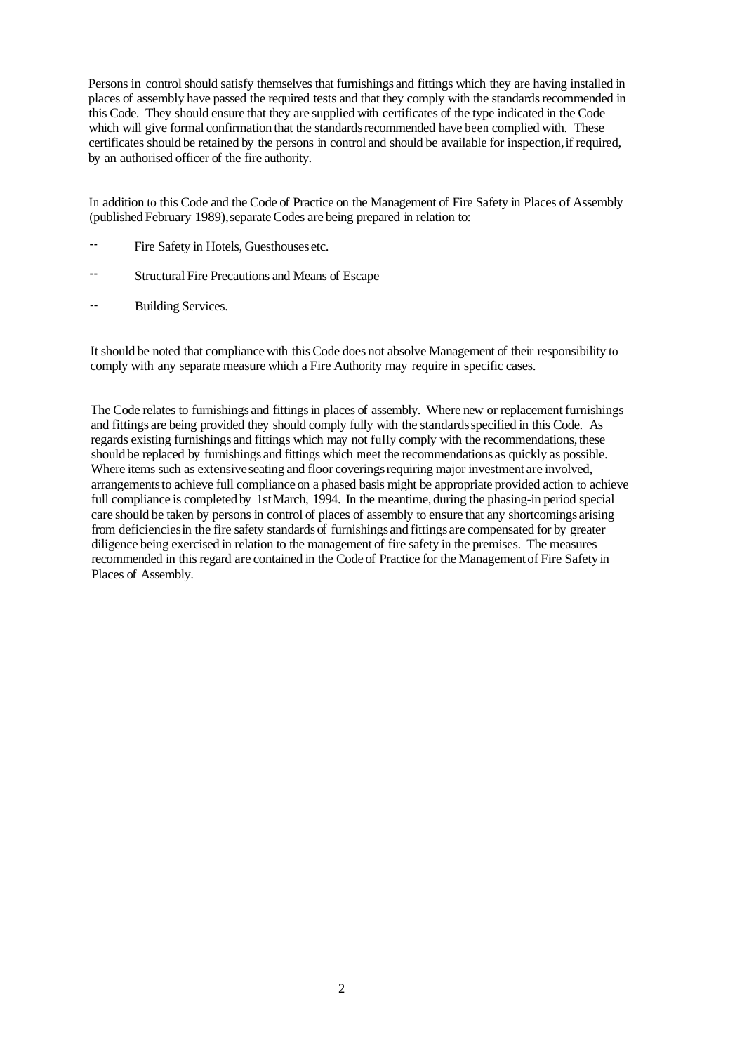Persons in control should satisfy themselves that furnishings and fittings which they are having installed in places of assembly have passed the required tests and that they comply with the standards recommended in this Code. They should ensure that they are supplied with certificates of the type indicated in the Code which will give formal confirmation that the standards recommended have been complied with. These certificates should be retained by the persons in control and should be available for inspection, if required, by an authorised officer of the fire authority.

In addition to this Code and the Code of Practice on the Management of Fire Safety in Places of Assembly (published February 1989), separate Codes are being prepared in relation to:

- Fire Safety in Hotels, Guesthouses etc.
- Structural Fire Precautions and Means of Escape
- Building Services.

It should be noted that compliance with this Code does not absolve Management of their responsibility to comply with any separate measure which a Fire Authority may require in specific cases.

The Code relates to furnishings and fittings in places of assembly. Where new or replacement furnishings and fittings are being provided they should comply fully with the standards specified in this Code. As regards existing furnishings and fittings which may not fully comply with the recommendations, these should be replaced by furnishings and fittings which meet the recommendations as quickly as possible. Where items such as extensive seating and floor coverings requiring major investment are involved, arrangements to achieve full compliance on a phased basis might be appropriate provided action to achieve full compliance is completed by 1st March, 1994. In the meantime, during the phasing-in period special care should be taken by persons in control of places of assembly to ensure that any shortcomings arising from deficiencies in the fire safety standards of furnishings and fittings are compensated for by greater diligence being exercised in relation to the management of fire safety in the premises. The measures recommended in this regard are contained in the Code of Practice for the Management of Fire Safety in Places of Assembly.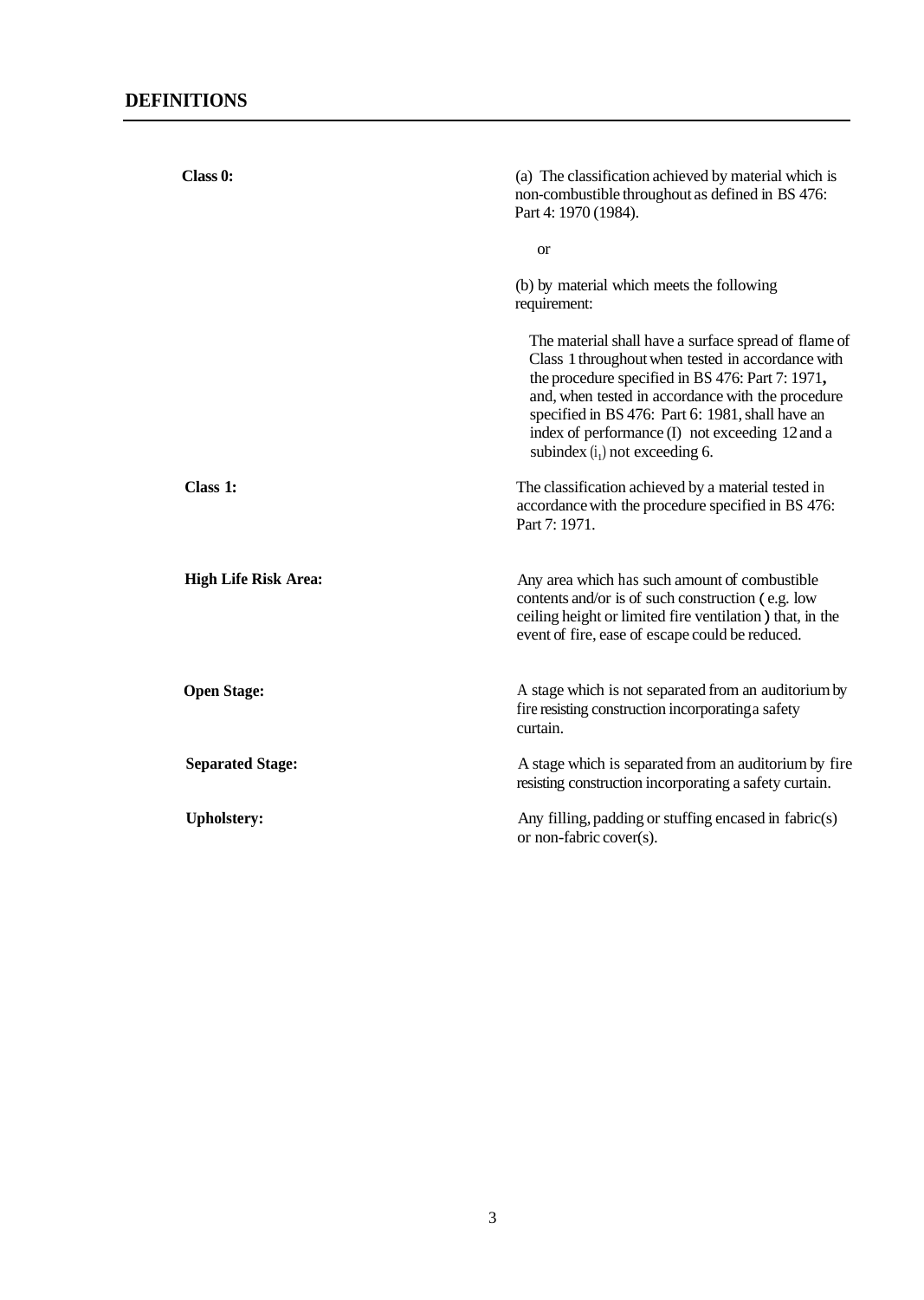## DEFINITIONS

| | |
|---|---|
| **Class 0:** | (a) The classification achieved by material which is non-combustible throughout as defined in BS 476: Part 4: 1970 (1984).<br><br>or<br><br>(b) by material which meets the following requirement:<br><br>The material shall have a surface spread of flame of Class 1 throughout when tested in accordance with the procedure specified in BS 476: Part 7: 1971, and, when tested in accordance with the procedure specified in BS 476: Part 6: 1981, shall have an index of performance (I) not exceeding 12 and a subindex ($i_1$) not exceeding 6. |
| **Class 1:** | The classification achieved by a material tested in accordance with the procedure specified in BS 476: Part 7: 1971. |
| **High Life Risk Area:** | Any area which has such amount of combustible contents and/or is of such construction ( e.g. low ceiling height or limited fire ventilation ) that, in the event of fire, ease of escape could be reduced. |
| **Open Stage:** | A stage which is not separated from an auditorium by fire resisting construction incorporating a safety curtain. |
| **Separated Stage:** | A stage which is separated from an auditorium by fire resisting construction incorporating a safety curtain. |
| **Upholstery:** | Any filling, padding or stuffing encased in fabric(s) or non-fabric cover(s). |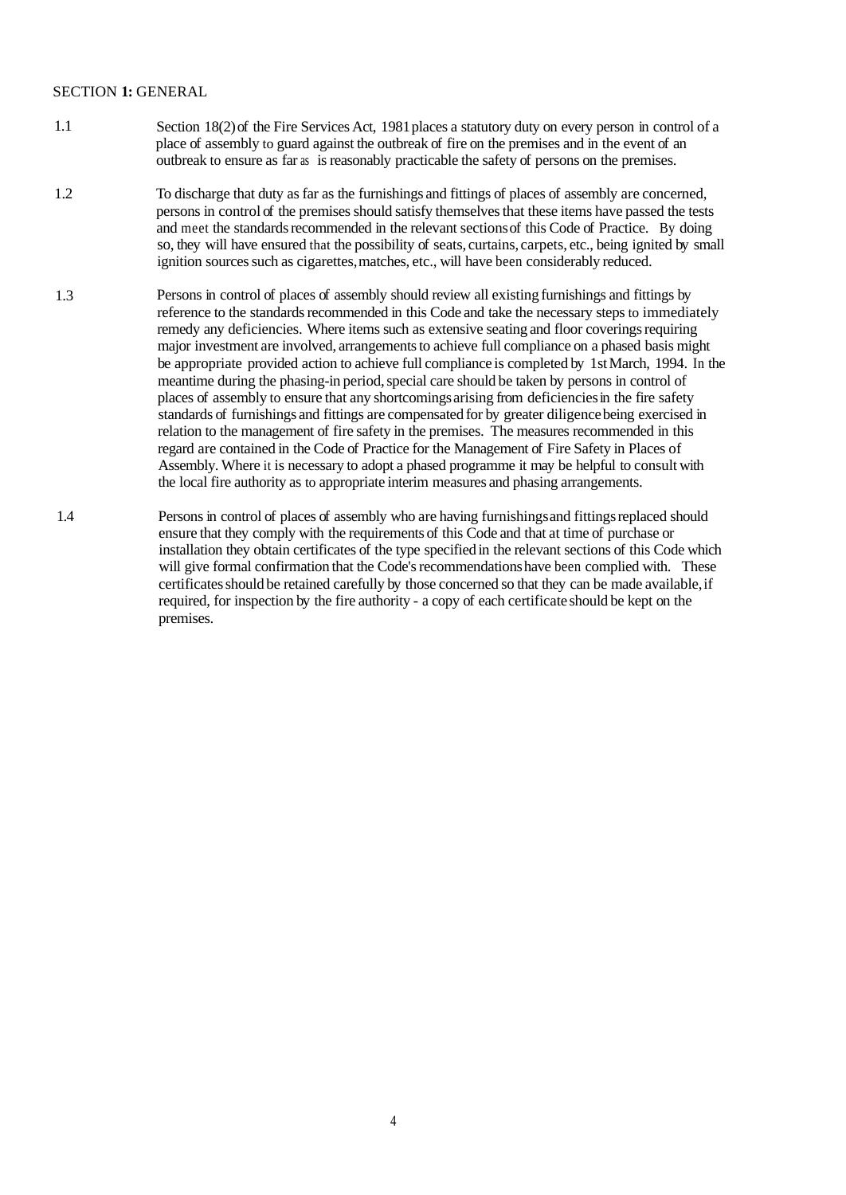## SECTION **1:** GENERAL

1.1 Section 18(2) of the Fire Services Act, 1981 places a statutory duty on every person in control of a place of assembly to guard against the outbreak of fire on the premises and in the event of an outbreak to ensure as far as is reasonably practicable the safety of persons on the premises.

1.2 To discharge that duty as far as the furnishings and fittings of places of assembly are concerned, persons in control of the premises should satisfy themselves that these items have passed the tests and meet the standards recommended in the relevant sections of this Code of Practice. By doing so, they will have ensured that the possibility of seats, curtains, carpets, etc., being ignited by small ignition sources such as cigarettes, matches, etc., will have been considerably reduced.

1.3 Persons in control of places of assembly should review all existing furnishings and fittings by reference to the standards recommended in this Code and take the necessary steps to immediately remedy any deficiencies. Where items such as extensive seating and floor coverings requiring major investment are involved, arrangements to achieve full compliance on a phased basis might be appropriate provided action to achieve full compliance is completed by 1st March, 1994. In the meantime during the phasing-in period, special care should be taken by persons in control of places of assembly to ensure that any shortcomings arising from deficiencies in the fire safety standards of furnishings and fittings are compensated for by greater diligence being exercised in relation to the management of fire safety in the premises. The measures recommended in this regard are contained in the Code of Practice for the Management of Fire Safety in Places of Assembly. Where it is necessary to adopt a phased programme it may be helpful to consult with the local fire authority as to appropriate interim measures and phasing arrangements.

1.4 Persons in control of places of assembly who are having furnishings and fittings replaced should ensure that they comply with the requirements of this Code and that at time of purchase or installation they obtain certificates of the type specified in the relevant sections of this Code which will give formal confirmation that the Code's recommendations have been complied with. These certificates should be retained carefully by those concerned so that they can be made available, if required, for inspection by the fire authority - a copy of each certificate should be kept on the premises.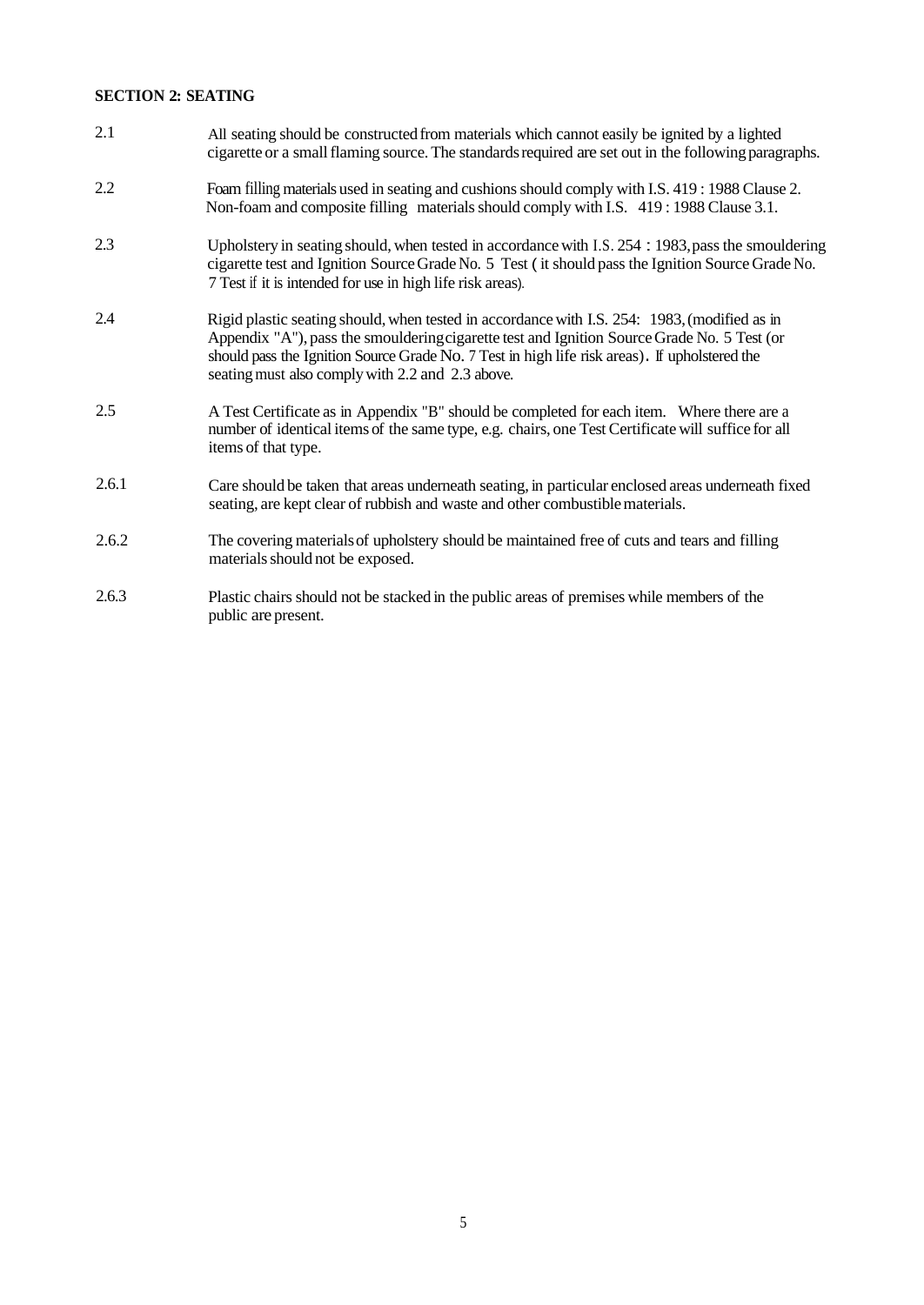## SECTION 2: SEATING

2.1 All seating should be constructed from materials which cannot easily be ignited by a lighted cigarette or a small flaming source. The standards required are set out in the following paragraphs.

2.2 Foam filling materials used in seating and cushions should comply with I.S. 419 : 1988 Clause 2. Non-foam and composite filling materials should comply with I.S. 419 : 1988 Clause 3.1.

2.3 Upholstery in seating should, when tested in accordance with I.S. 254 : 1983, pass the smouldering cigarette test and Ignition Source Grade No. 5 Test ( it should pass the Ignition Source Grade No. 7 Test if it is intended for use in high life risk areas).

2.4 Rigid plastic seating should, when tested in accordance with I.S. 254: 1983, (modified as in Appendix "A"), pass the smouldering cigarette test and Ignition Source Grade No. 5 Test (or should pass the Ignition Source Grade No. 7 Test in high life risk areas). If upholstered the seating must also comply with 2.2 and 2.3 above.

2.5 A Test Certificate as in Appendix "B" should be completed for each item. Where there are a number of identical items of the same type, e.g. chairs, one Test Certificate will suffice for all items of that type.

2.6.1 Care should be taken that areas underneath seating, in particular enclosed areas underneath fixed seating, are kept clear of rubbish and waste and other combustible materials.

2.6.2 The covering materials of upholstery should be maintained free of cuts and tears and filling materials should not be exposed.

2.6.3 Plastic chairs should not be stacked in the public areas of premises while members of the public are present.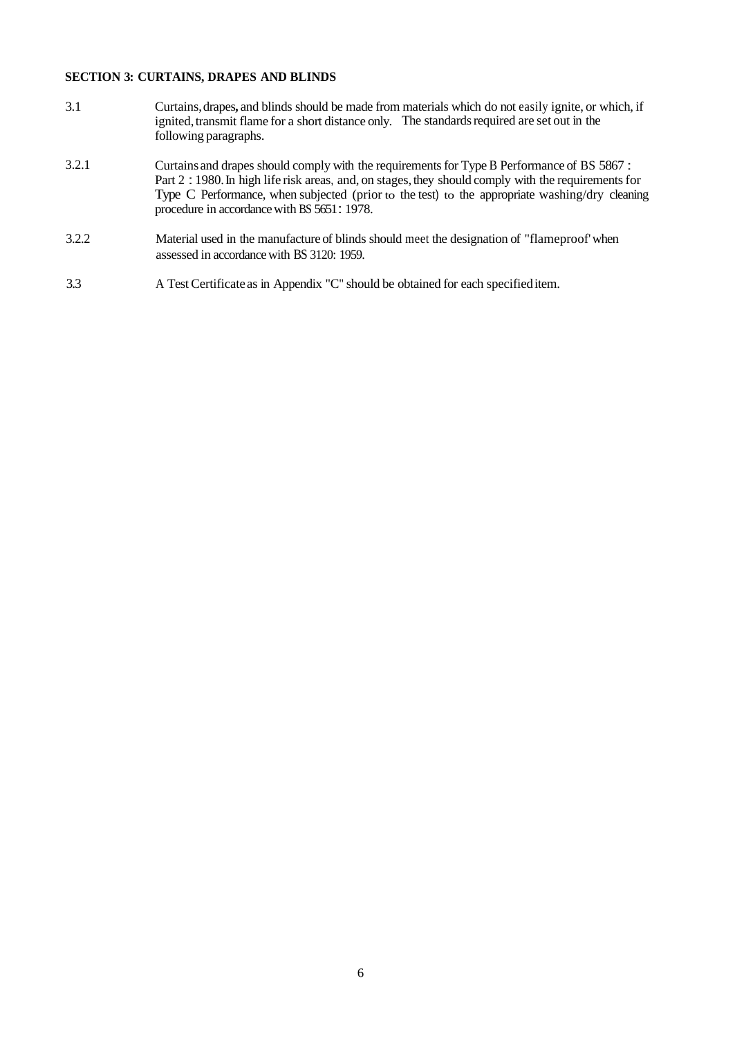## SECTION 3: CURTAINS, DRAPES AND BLINDS

3.1 Curtains, drapes, and blinds should be made from materials which do not easily ignite, or which, if ignited, transmit flame for a short distance only. The standards required are set out in the following paragraphs.

3.2.1 Curtains and drapes should comply with the requirements for Type B Performance of BS 5867 : Part 2 : 1980. In high life risk areas, and, on stages, they should comply with the requirements for Type C Performance, when subjected (prior to the test) to the appropriate washing/dry cleaning procedure in accordance with BS 5651 : 1978.

3.2.2 Material used in the manufacture of blinds should meet the designation of "flameproof' when assessed in accordance with BS 3120: 1959.

3.3 A Test Certificate as in Appendix "C" should be obtained for each specified item.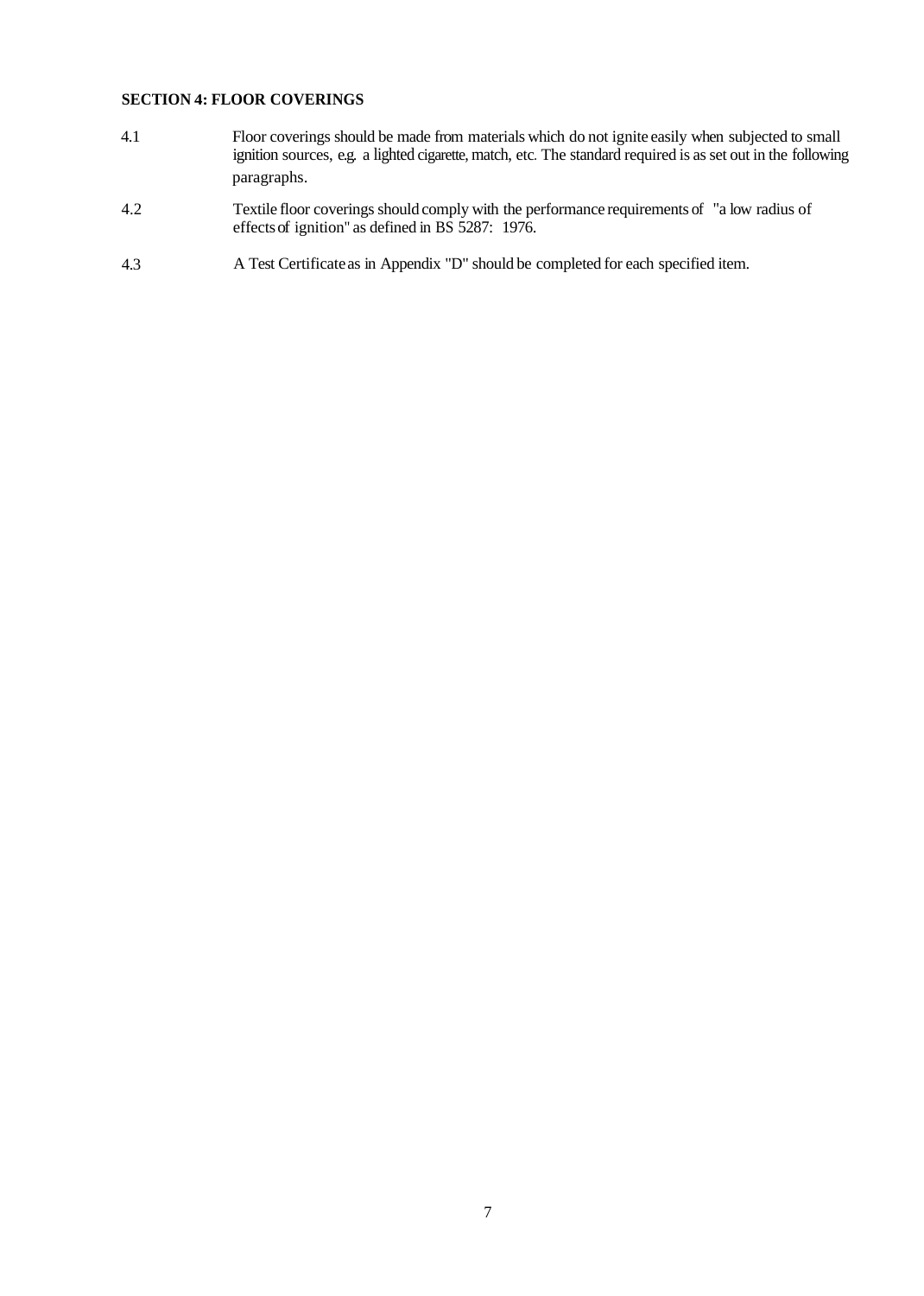**SECTION 4: FLOOR COVERINGS**

4.1 Floor coverings should be made from materials which do not ignite easily when subjected to small ignition sources, e.g. a lighted cigarette, match, etc. The standard required is as set out in the following paragraphs.

4.2 Textile floor coverings should comply with the performance requirements of "a low radius of effects of ignition" as defined in BS 5287: 1976.

4.3 A Test Certificate as in Appendix "D" should be completed for each specified item.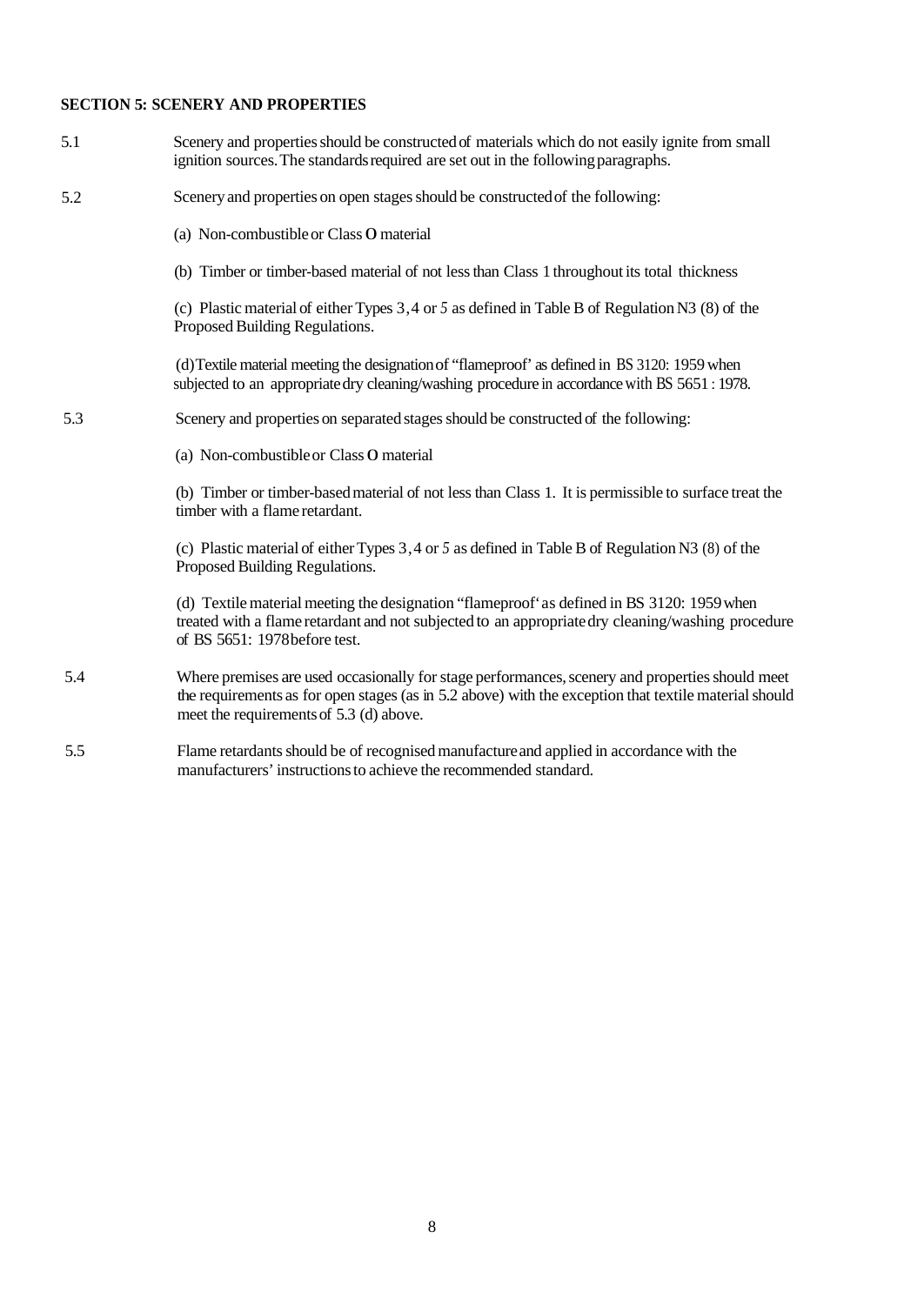**SECTION 5: SCENERY AND PROPERTIES**

5.1 Scenery and properties should be constructed of materials which do not easily ignite from small ignition sources. The standards required are set out in the following paragraphs.

5.2 Scenery and properties on open stages should be constructed of the following:

(a) Non-combustible or Class O material

(b) Timber or timber-based material of not less than Class 1 throughout its total thickness

(c) Plastic material of either Types 3, 4 or 5 as defined in Table B of Regulation N3 (8) of the Proposed Building Regulations.

(d) Textile material meeting the designation of "flameproof' as defined in BS 3120: 1959 when subjected to an appropriate dry cleaning/washing procedure in accordance with BS 5651 : 1978.

5.3 Scenery and properties on separated stages should be constructed of the following:

(a) Non-combustible or Class O material

(b) Timber or timber-based material of not less than Class 1. It is permissible to surface treat the timber with a flame retardant.

(c) Plastic material of either Types 3, 4 or 5 as defined in Table B of Regulation N3 (8) of the Proposed Building Regulations.

(d) Textile material meeting the designation "flameproof' as defined in BS 3120: 1959 when treated with a flame retardant and not subjected to an appropriate dry cleaning/washing procedure of BS 5651: 1978 before test.

5.4 Where premises are used occasionally for stage performances, scenery and properties should meet the requirements as for open stages (as in 5.2 above) with the exception that textile material should meet the requirements of 5.3 (d) above.

5.5 Flame retardants should be of recognised manufacture and applied in accordance with the manufacturers' instructions to achieve the recommended standard.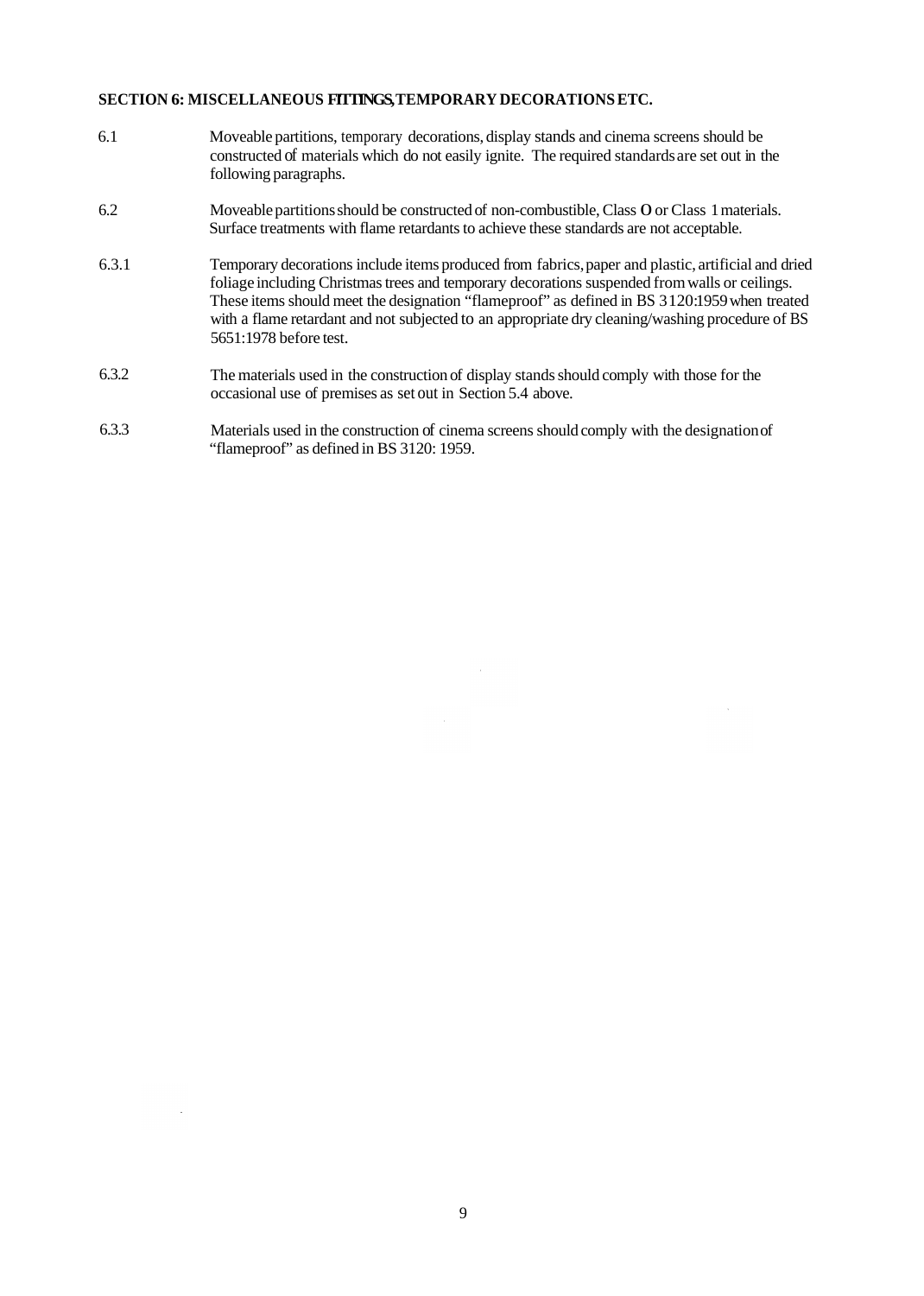## SECTION 6: MISCELLANEOUS FITTINGS, TEMPORARY DECORATIONS ETC.

6.1 Moveable partitions, temporary decorations, display stands and cinema screens should be constructed of materials which do not easily ignite. The required standards are set out in the following paragraphs.

6.2 Moveable partitions should be constructed of non-combustible, Class O or Class 1 materials. Surface treatments with flame retardants to achieve these standards are not acceptable.

6.3.1 Temporary decorations include items produced from fabrics, paper and plastic, artificial and dried foliage including Christmas trees and temporary decorations suspended from walls or ceilings. These items should meet the designation "flameproof" as defined in BS 3120:1959 when treated with a flame retardant and not subjected to an appropriate dry cleaning/washing procedure of BS 5651:1978 before test.

6.3.2 The materials used in the construction of display stands should comply with those for the occasional use of premises as set out in Section 5.4 above.

6.3.3 Materials used in the construction of cinema screens should comply with the designation of "flameproof" as defined in BS 3120: 1959.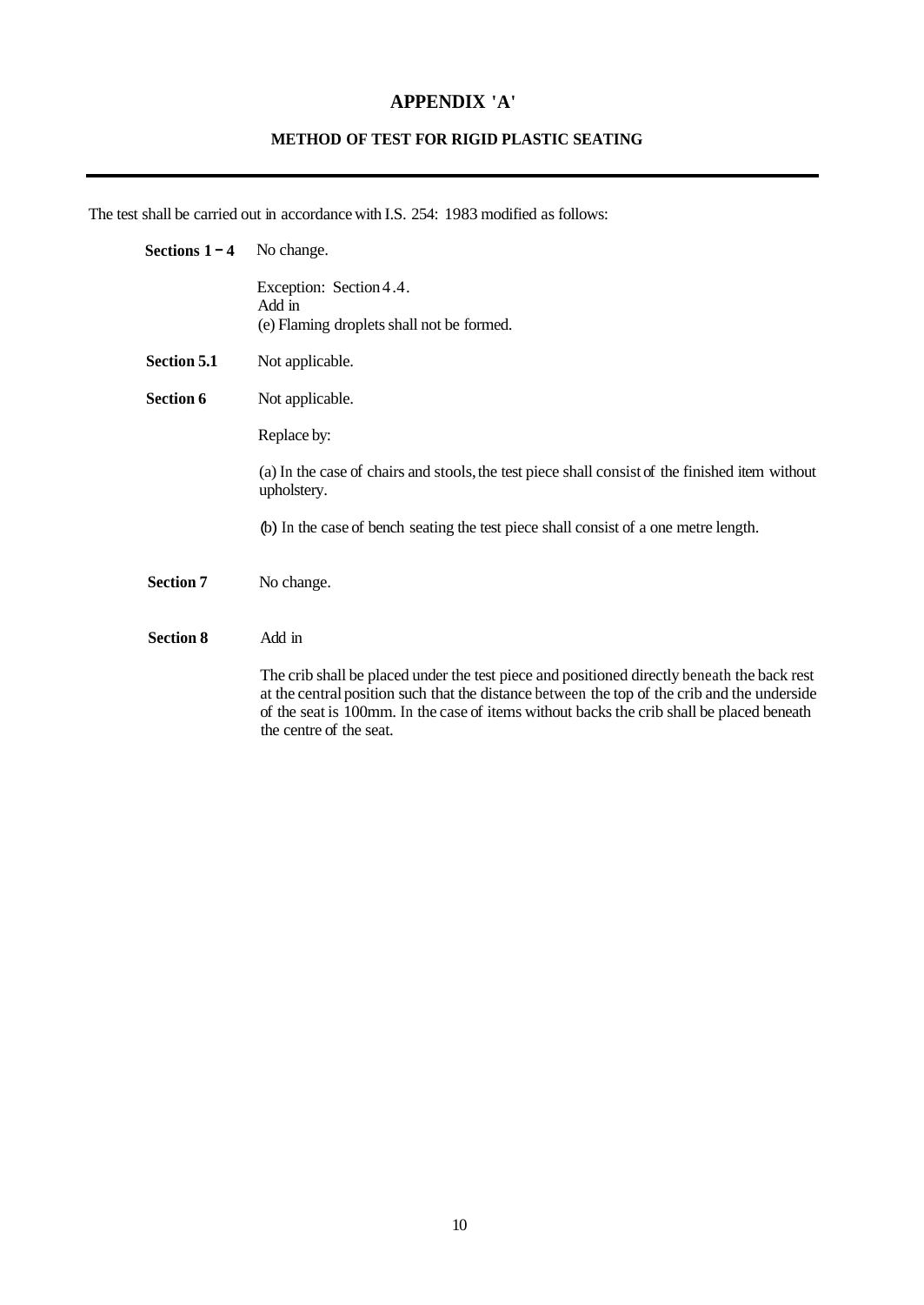# APPENDIX 'A'

## METHOD OF TEST FOR RIGID PLASTIC SEATING

---

The test shall be carried out in accordance with I.S. 254: 1983 modified as follows:

**Sections 1 – 4** No change.

Exception: Section 4.4.
Add in
(e) Flaming droplets shall not be formed.

**Section 5.1** Not applicable.

**Section 6** Not applicable.

Replace by:

(a) In the case of chairs and stools, the test piece shall consist of the finished item without upholstery.

(b) In the case of bench seating the test piece shall consist of a one metre length.

**Section 7** No change.

**Section 8** Add in

The crib shall be placed under the test piece and positioned directly beneath the back rest at the central position such that the distance between the top of the crib and the underside of the seat is 100mm. In the case of items without backs the crib shall be placed beneath the centre of the seat.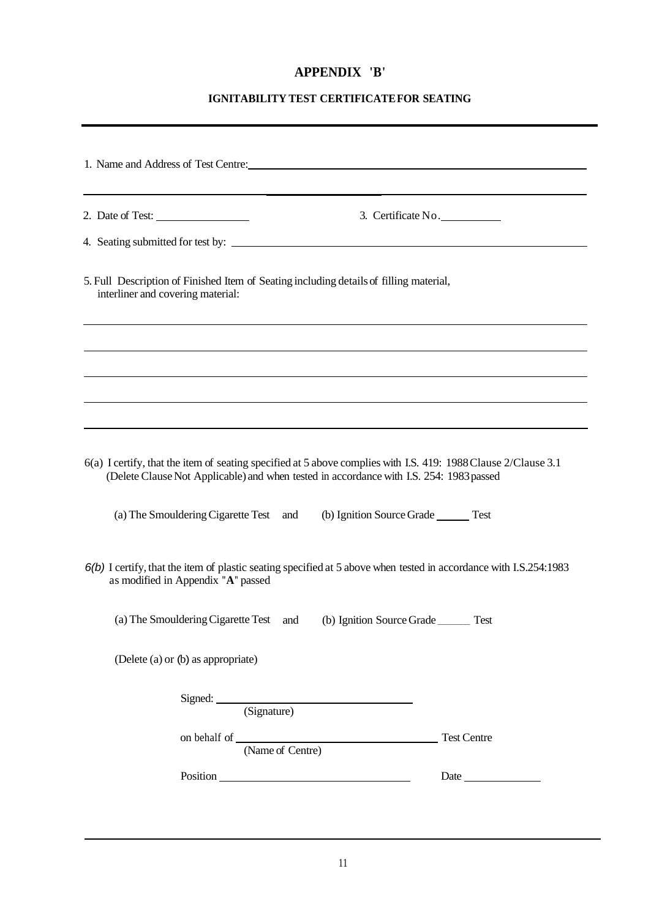# APPENDIX 'B'

## IGNITABILITY TEST CERTIFICATE FOR SEATING

1. Name and Address of Test Centre: ______________________________________________

_______________________________________________________________________________

2. Date of Test: ________________ 3. Certificate No. __________

4. Seating submitted for test by: ________________________________________________

5. Full Description of Finished Item of Seating including details of filling material, interliner and covering material:

_______________________________________________________________________________

_______________________________________________________________________________

_______________________________________________________________________________

_______________________________________________________________________________

_______________________________________________________________________________

6(a) I certify, that the item of seating specified at 5 above complies with I.S. 419: 1988 Clause 2/Clause 3.1 (Delete Clause Not Applicable) and when tested in accordance with I.S. 254: 1983 passed

(a) The Smouldering Cigarette Test and (b) Ignition Source Grade ______ Test

*6(b)* I certify, that the item of plastic seating specified at 5 above when tested in accordance with I.S.254:1983 as modified in Appendix "**A**" passed

(a) The Smouldering Cigarette Test and (b) Ignition Source Grade ______ Test

(Delete (a) or (b) as appropriate)

Signed: ____________________________________
(Signature)

on behalf of ____________________________________ Test Centre
(Name of Centre)

Position ____________________________________ Date ______________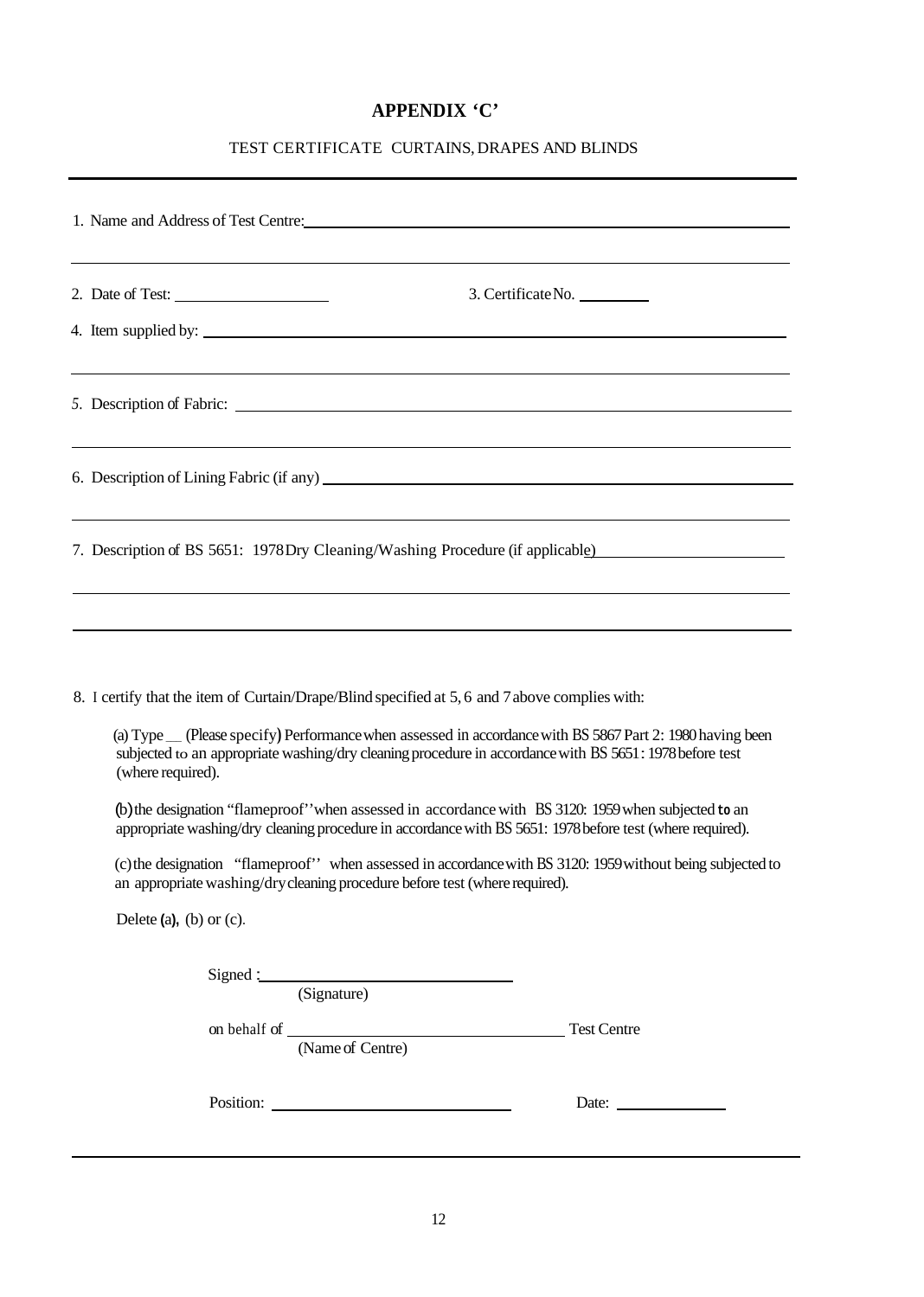# APPENDIX 'C'

TEST CERTIFICATE CURTAINS, DRAPES AND BLINDS

1. Name and Address of Test Centre: ______________________________________________

______________________________________________________________________

2. Date of Test: ____________________ 3. Certificate No. __________

4. Item supplied by: ______________________________________________________

______________________________________________________________________

5. Description of Fabric: __________________________________________________

______________________________________________________________________

6. Description of Lining Fabric (if any) ____________________________________________

______________________________________________________________________

7. Description of BS 5651: 1978 Dry Cleaning/Washing Procedure (if applicable) ______________

______________________________________________________________________

______________________________________________________________________

8. I certify that the item of Curtain/Drape/Blind specified at 5, 6 and 7 above complies with:

(a) Type __ (Please specify) Performance when assessed in accordance with BS 5867 Part 2: 1980 having been subjected to an appropriate washing/dry cleaning procedure in accordance with BS 5651: 1978 before test (where required).

(b) the designation "flameproof" when assessed in accordance with BS 3120: 1959 when subjected to an appropriate washing/dry cleaning procedure in accordance with BS 5651: 1978 before test (where required).

(c) the designation "flameproof" when assessed in accordance with BS 3120: 1959 without being subjected to an appropriate washing/dry cleaning procedure before test (where required).

Delete (a), (b) or (c).

Signed : ______________________________
(Signature)

on behalf of ______________________________ Test Centre
(Name of Centre)

Position: ______________________________ Date: ______________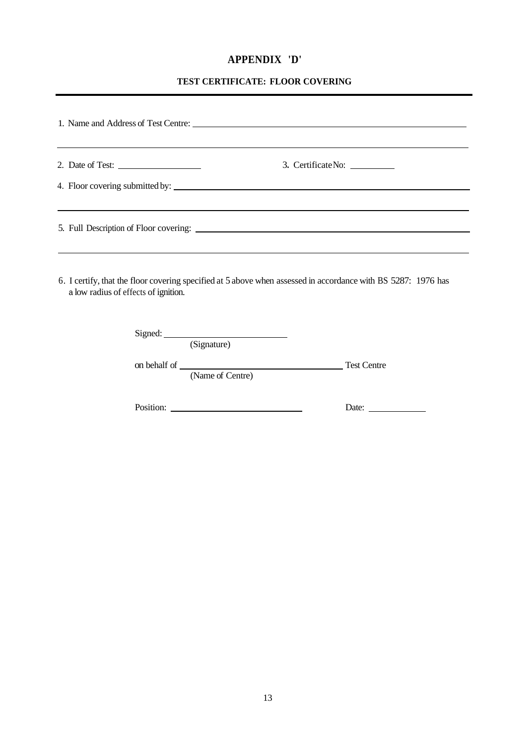# APPENDIX 'D'

## TEST CERTIFICATE: FLOOR COVERING

---

1. Name and Address of Test Centre: ______________________________________________

______________________________________________________________________

2. Date of Test: ________________ 3. Certificate No: __________

4. Floor covering submitted by: ______________________________________________

______________________________________________________________________

5. Full Description of Floor covering: ______________________________________________

______________________________________________________________________

6. I certify, that the floor covering specified at 5 above when assessed in accordance with BS 5287: 1976 has a low radius of effects of ignition.

Signed: ____________________________
(Signature)

on behalf of ____________________________ Test Centre
(Name of Centre)

Position: ____________________________ Date: ____________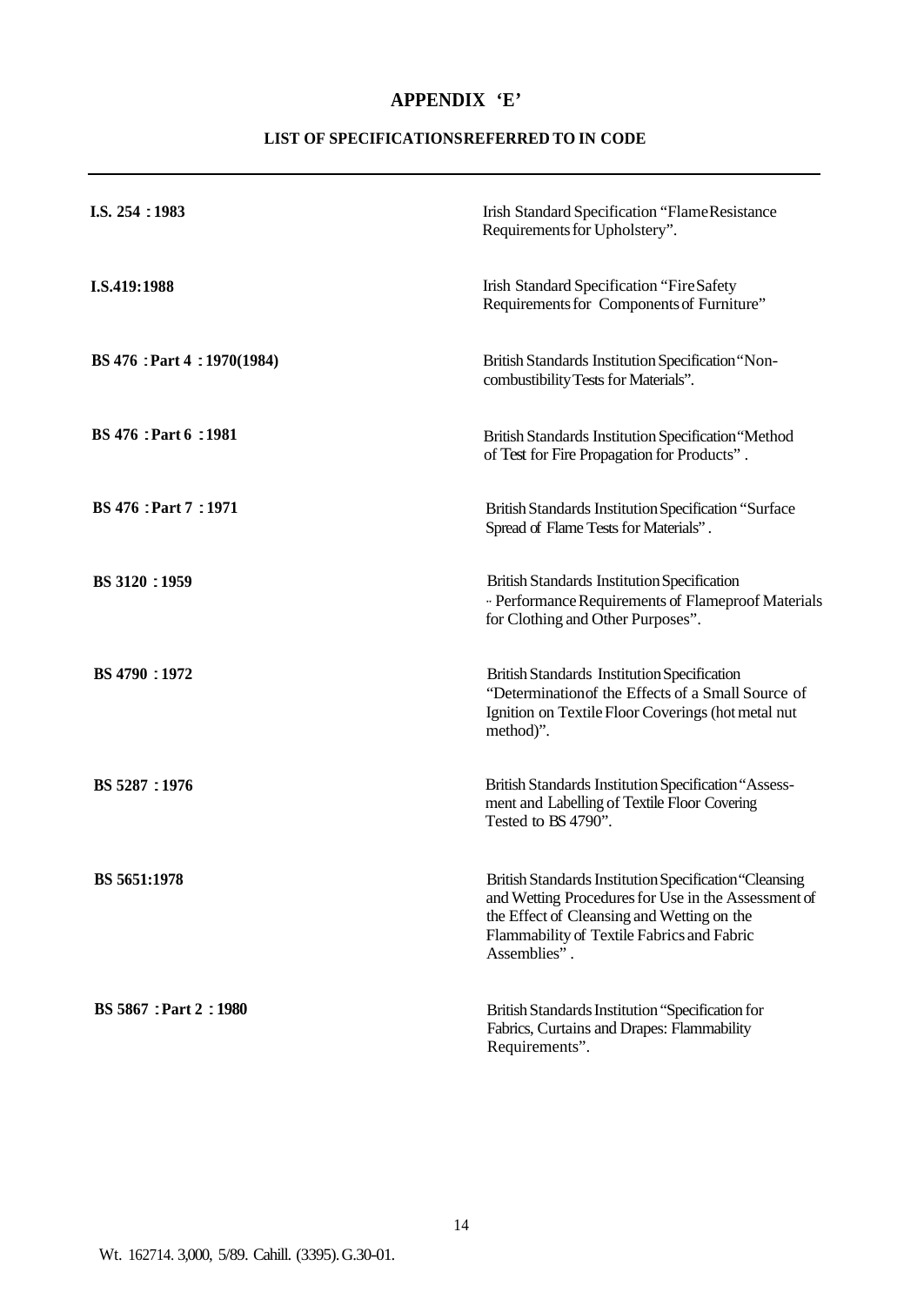# APPENDIX 'E'

## LIST OF SPECIFICATIONS REFERRED TO IN CODE

| | |
|---|---|
| **I.S. 254 : 1983** | Irish Standard Specification "Flame Resistance Requirements for Upholstery". |
| **I.S.419:1988** | Irish Standard Specification "Fire Safety Requirements for Components of Furniture" |
| **BS 476 : Part 4 : 1970(1984)** | British Standards Institution Specification "Non-combustibility Tests for Materials". |
| **BS 476 : Part 6 : 1981** | British Standards Institution Specification "Method of Test for Fire Propagation for Products". |
| **BS 476 : Part 7 : 1971** | British Standards Institution Specification "Surface Spread of Flame Tests for Materials". |
| **BS 3120 : 1959** | British Standards Institution Specification " Performance Requirements of Flameproof Materials for Clothing and Other Purposes". |
| **BS 4790 : 1972** | British Standards Institution Specification "Determination of the Effects of a Small Source of Ignition on Textile Floor Coverings (hot metal nut method)". |
| **BS 5287 : 1976** | British Standards Institution Specification "Assessment and Labelling of Textile Floor Covering Tested to BS 4790". |
| **BS 5651:1978** | British Standards Institution Specification "Cleansing and Wetting Procedures for Use in the Assessment of the Effect of Cleansing and Wetting on the Flammability of Textile Fabrics and Fabric Assemblies". |
| **BS 5867 : Part 2 : 1980** | British Standards Institution "Specification for Fabrics, Curtains and Drapes: Flammability Requirements". |

Wt. 162714. 3,000, 5/89. Cahill. (3395). G.30-01.